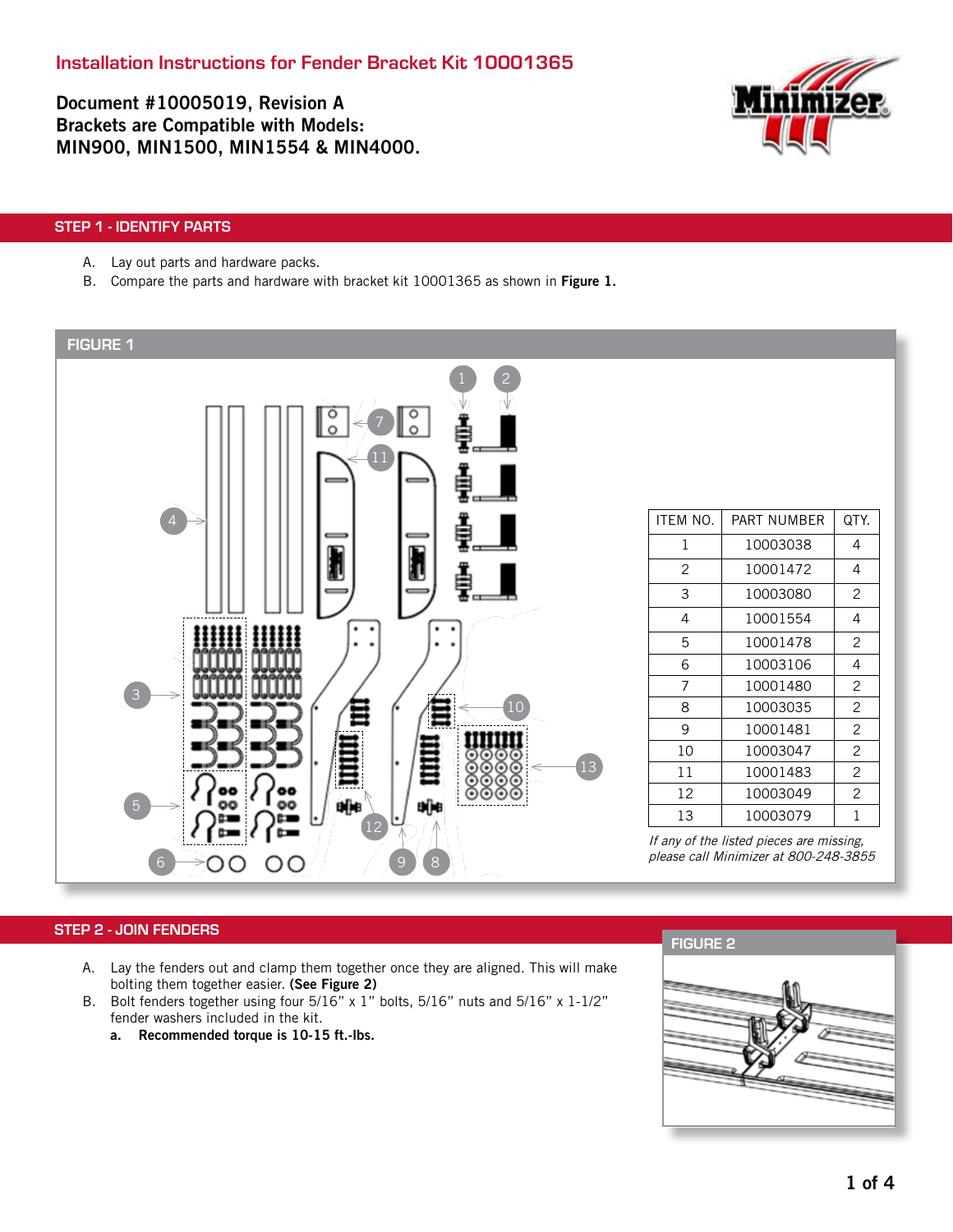# Installation Instructions for Fender Bracket Kit 10001365

**Document #10005019, Revision A**
**Brackets are Compatible with Models:**
**MIN900, MIN1500, MIN1554 & MIN4000.**

## STEP 1 - IDENTIFY PARTS

A. Lay out parts and hardware packs.
B. Compare the parts and hardware with bracket kit 10001365 as shown in **Figure 1.**

### FIGURE 1

| ITEM NO. | PART NUMBER | QTY. |
|---|---|---|
| 1 | 10003038 | 4 |
| 2 | 10001472 | 4 |
| 3 | 10003080 | 2 |
| 4 | 10001554 | 4 |
| 5 | 10001478 | 2 |
| 6 | 10003106 | 4 |
| 7 | 10001480 | 2 |
| 8 | 10003035 | 2 |
| 9 | 10001481 | 2 |
| 10 | 10003047 | 2 |
| 11 | 10001483 | 2 |
| 12 | 10003049 | 2 |
| 13 | 10003079 | 1 |

*If any of the listed pieces are missing, please call Minimizer at 800-248-3855*

## STEP 2 - JOIN FENDERS

A. Lay the fenders out and clamp them together once they are aligned. This will make bolting them together easier. **(See Figure 2)**
B. Bolt fenders together using four 5/16" x 1" bolts, 5/16" nuts and 5/16" x 1-1/2" fender washers included in the kit.
   a. **Recommended torque is 10-15 ft.-lbs.**

### FIGURE 2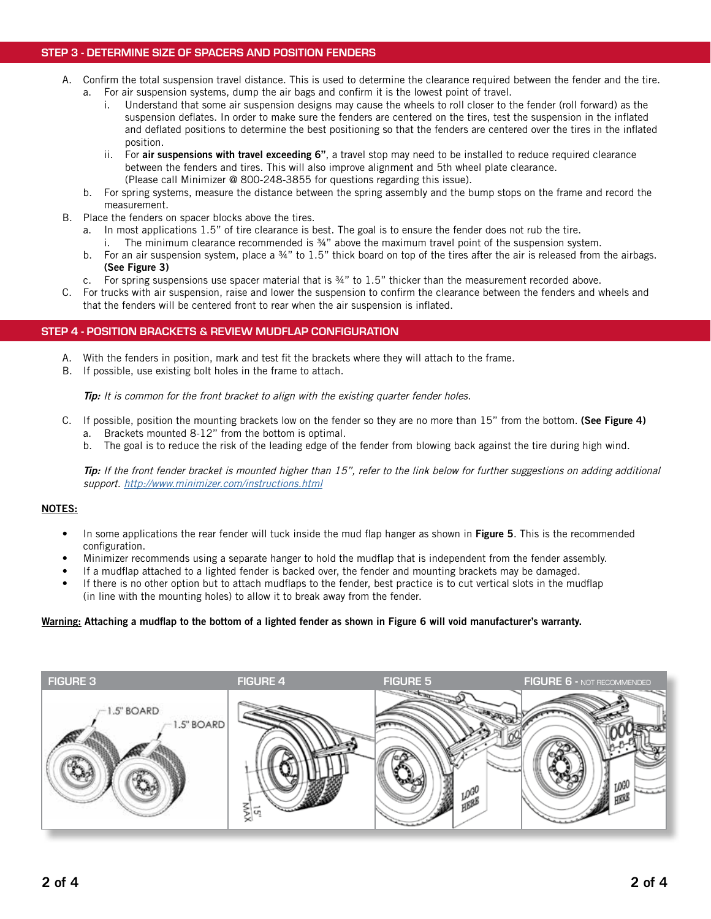## STEP 3 - DETERMINE SIZE OF SPACERS AND POSITION FENDERS

A. Confirm the total suspension travel distance. This is used to determine the clearance required between the fender and the tire.
   a. For air suspension systems, dump the air bags and confirm it is the lowest point of travel.
      i. Understand that some air suspension designs may cause the wheels to roll closer to the fender (roll forward) as the suspension deflates. In order to make sure the fenders are centered on the tires, test the suspension in the inflated and deflated positions to determine the best positioning so that the fenders are centered over the tires in the inflated position.
      ii. For **air suspensions with travel exceeding 6"**, a travel stop may need to be installed to reduce required clearance between the fenders and tires. This will also improve alignment and 5th wheel plate clearance. (Please call Minimizer @ 800-248-3855 for questions regarding this issue).
   b. For spring systems, measure the distance between the spring assembly and the bump stops on the frame and record the measurement.

B. Place the fenders on spacer blocks above the tires.
   a. In most applications 1.5" of tire clearance is best. The goal is to ensure the fender does not rub the tire.
      i. The minimum clearance recommended is ¾" above the maximum travel point of the suspension system.
   b. For an air suspension system, place a ¾" to 1.5" thick board on top of the tires after the air is released from the airbags. **(See Figure 3)**
   c. For spring suspensions use spacer material that is ¾" to 1.5" thicker than the measurement recorded above.

C. For trucks with air suspension, raise and lower the suspension to confirm the clearance between the fenders and wheels and that the fenders will be centered front to rear when the air suspension is inflated.

## STEP 4 - POSITION BRACKETS & REVIEW MUDFLAP CONFIGURATION

A. With the fenders in position, mark and test fit the brackets where they will attach to the frame.

B. If possible, use existing bolt holes in the frame to attach.

   ***Tip:*** *It is common for the front bracket to align with the existing quarter fender holes.*

C. If possible, position the mounting brackets low on the fender so they are no more than 15" from the bottom. **(See Figure 4)**
   a. Brackets mounted 8-12" from the bottom is optimal.
   b. The goal is to reduce the risk of the leading edge of the fender from blowing back against the tire during high wind.

   ***Tip:*** *If the front fender bracket is mounted higher than 15", refer to the link below for further suggestions on adding additional support. http://www.minimizer.com/instructions.html*

**NOTES:**

- In some applications the rear fender will tuck inside the mud flap hanger as shown in **Figure 5**. This is the recommended configuration.
- Minimizer recommends using a separate hanger to hold the mudflap that is independent from the fender assembly.
- If a mudflap attached to a lighted fender is backed over, the fender and mounting brackets may be damaged.
- If there is no other option but to attach mudflaps to the fender, best practice is to cut vertical slots in the mudflap (in line with the mounting holes) to allow it to break away from the fender.

**Warning: Attaching a mudflap to the bottom of a lighted fender as shown in Figure 6 will void manufacturer's warranty.**

FIGURE 3

FIGURE 4

FIGURE 5

FIGURE 6 - NOT RECOMMENDED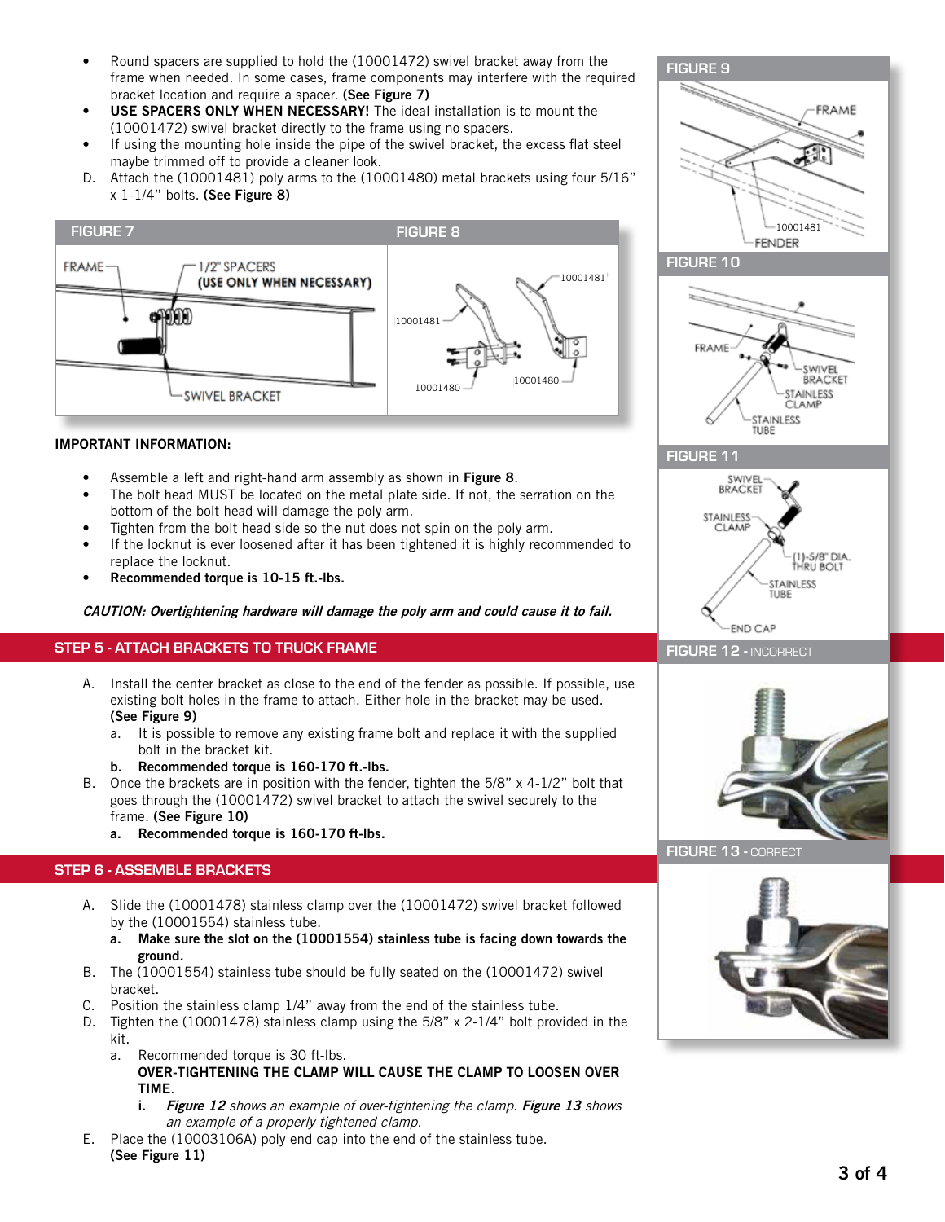- Round spacers are supplied to hold the (10001472) swivel bracket away from the frame when needed. In some cases, frame components may interfere with the required bracket location and require a spacer. **(See Figure 7)**
- **USE SPACERS ONLY WHEN NECESSARY!** The ideal installation is to mount the (10001472) swivel bracket directly to the frame using no spacers.
- If using the mounting hole inside the pipe of the swivel bracket, the excess flat steel maybe trimmed off to provide a cleaner look.

D. Attach the (10001481) poly arms to the (10001480) metal brackets using four 5/16" x 1-1/4" bolts. **(See Figure 8)**

FIGURE 7

FRAME — 1/2" SPACERS (USE ONLY WHEN NECESSARY) — SWIVEL BRACKET

FIGURE 8

10001481 — 10001481 — 10001480 — 10001480

**IMPORTANT INFORMATION:**

- Assemble a left and right-hand arm assembly as shown in **Figure 8**.
- The bolt head MUST be located on the metal plate side. If not, the serration on the bottom of the bolt head will damage the poly arm.
- Tighten from the bolt head side so the nut does not spin on the poly arm.
- If the locknut is ever loosened after it has been tightened it is highly recommended to replace the locknut.
- **Recommended torque is 10-15 ft.-lbs.**

***CAUTION: Overtightening hardware will damage the poly arm and could cause it to fail.***

## STEP 5 - ATTACH BRACKETS TO TRUCK FRAME

A. Install the center bracket as close to the end of the fender as possible. If possible, use existing bolt holes in the frame to attach. Either hole in the bracket may be used. **(See Figure 9)**

   a. It is possible to remove any existing frame bolt and replace it with the supplied bolt in the bracket kit.

   **b. Recommended torque is 160-170 ft.-lbs.**

B. Once the brackets are in position with the fender, tighten the 5/8" x 4-1/2" bolt that goes through the (10001472) swivel bracket to attach the swivel securely to the frame. **(See Figure 10)**

   **a. Recommended torque is 160-170 ft-lbs.**

## STEP 6 - ASSEMBLE BRACKETS

A. Slide the (10001478) stainless clamp over the (10001472) swivel bracket followed by the (10001554) stainless tube.

   **a. Make sure the slot on the (10001554) stainless tube is facing down towards the ground.**

B. The (10001554) stainless tube should be fully seated on the (10001472) swivel bracket.

C. Position the stainless clamp 1/4" away from the end of the stainless tube.

D. Tighten the (10001478) stainless clamp using the 5/8" x 2-1/4" bolt provided in the kit.

   a. Recommended torque is 30 ft-lbs.
   **OVER-TIGHTENING THE CLAMP WILL CAUSE THE CLAMP TO LOOSEN OVER TIME**.

      **i.** ***Figure 12*** *shows an example of over-tightening the clamp.* ***Figure 13*** *shows an example of a properly tightened clamp.*

E. Place the (10003106A) poly end cap into the end of the stainless tube. **(See Figure 11)**

FIGURE 9

FRAME — 10001481 — FENDER

FIGURE 10

FRAME — SWIVEL BRACKET — STAINLESS CLAMP — STAINLESS TUBE

FIGURE 11

SWIVEL BRACKET — STAINLESS CLAMP — (1)-5/8" DIA. THRU BOLT — STAINLESS TUBE — END CAP

FIGURE 12 - INCORRECT

FIGURE 13 - CORRECT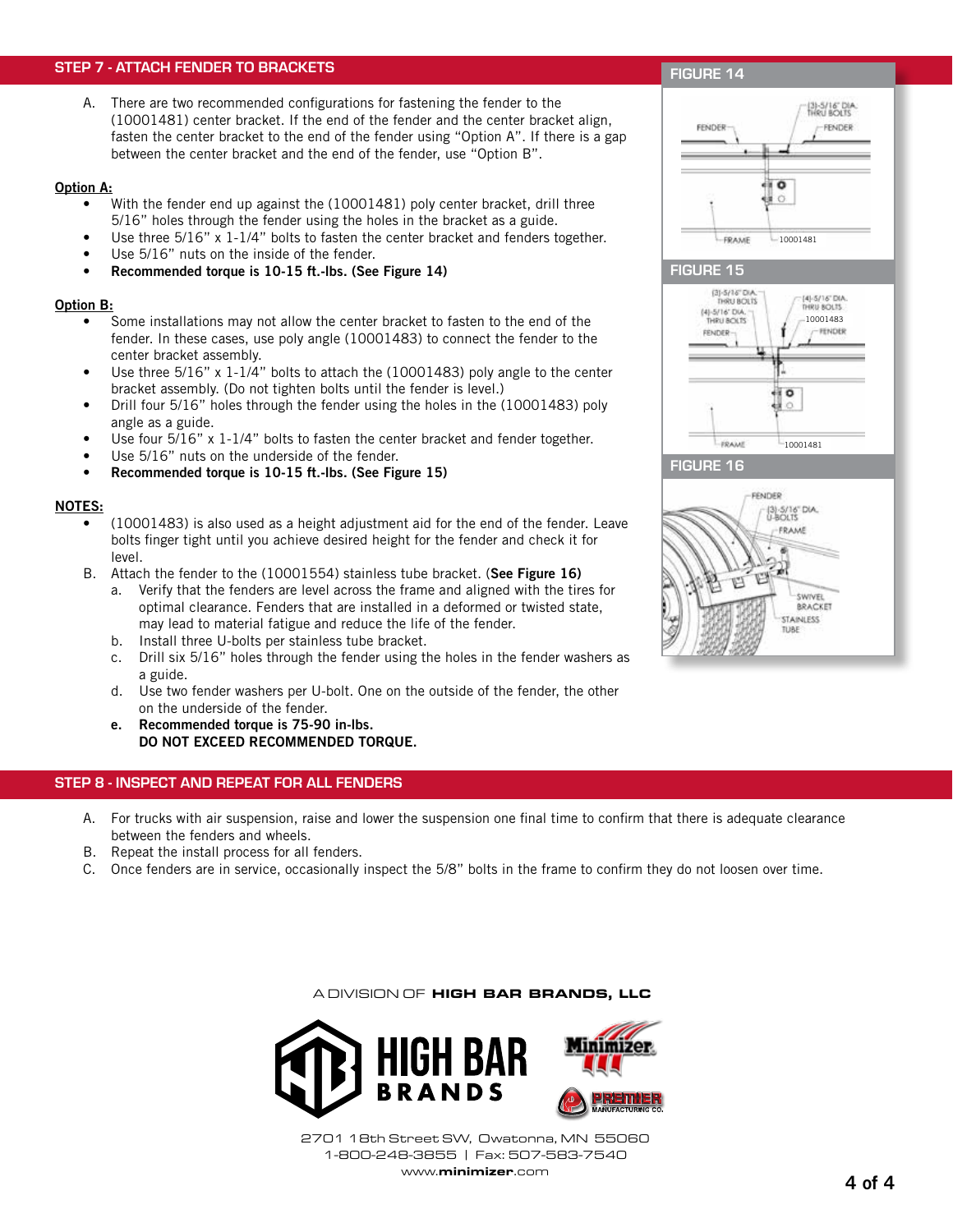## STEP 7 - ATTACH FENDER TO BRACKETS

A. There are two recommended configurations for fastening the fender to the (10001481) center bracket. If the end of the fender and the center bracket align, fasten the center bracket to the end of the fender using "Option A". If there is a gap between the center bracket and the end of the fender, use "Option B".

**Option A:**

- With the fender end up against the (10001481) poly center bracket, drill three 5/16" holes through the fender using the holes in the bracket as a guide.
- Use three 5/16" x 1-1/4" bolts to fasten the center bracket and fenders together.
- Use 5/16" nuts on the inside of the fender.
- **Recommended torque is 10-15 ft.-lbs. (See Figure 14)**

**Option B:**

- Some installations may not allow the center bracket to fasten to the end of the fender. In these cases, use poly angle (10001483) to connect the fender to the center bracket assembly.
- Use three 5/16" x 1-1/4" bolts to attach the (10001483) poly angle to the center bracket assembly. (Do not tighten bolts until the fender is level.)
- Drill four 5/16" holes through the fender using the holes in the (10001483) poly angle as a guide.
- Use four 5/16" x 1-1/4" bolts to fasten the center bracket and fender together.
- Use 5/16" nuts on the underside of the fender.
- **Recommended torque is 10-15 ft.-lbs. (See Figure 15)**

**NOTES:**

- (10001483) is also used as a height adjustment aid for the end of the fender. Leave bolts finger tight until you achieve desired height for the fender and check it for level.

B. Attach the fender to the (10001554) stainless tube bracket. (**See Figure 16)**
   a. Verify that the fenders are level across the frame and aligned with the tires for optimal clearance. Fenders that are installed in a deformed or twisted state, may lead to material fatigue and reduce the life of the fender.
   b. Install three U-bolts per stainless tube bracket.
   c. Drill six 5/16" holes through the fender using the holes in the fender washers as a guide.
   d. Use two fender washers per U-bolt. One on the outside of the fender, the other on the underside of the fender.
   **e. Recommended torque is 75-90 in-lbs.**
   **DO NOT EXCEED RECOMMENDED TORQUE.**

**FIGURE 14**

FENDER
(3)-5/16" DIA. THRU BOLTS
FENDER
FRAME
10001481

**FIGURE 15**

(3)-5/16" DIA. THRU BOLTS
(4)-5/16" DIA. THRU BOLTS
(4)-5/16" DIA. THRU BOLTS
10001483
FENDER
FENDER
FRAME
10001481

**FIGURE 16**

FENDER
(3)-5/16" DIA. U-BOLTS
FRAME
SWIVEL BRACKET
STAINLESS TUBE

## STEP 8 - INSPECT AND REPEAT FOR ALL FENDERS

A. For trucks with air suspension, raise and lower the suspension one final time to confirm that there is adequate clearance between the fenders and wheels.
B. Repeat the install process for all fenders.
C. Once fenders are in service, occasionally inspect the 5/8" bolts in the frame to confirm they do not loosen over time.

A DIVISION OF **HIGH BAR BRANDS, LLC**

HIGH BAR BRANDS
Minimizer
PREMIER MANUFACTURING CO.

2701 18th Street SW, Owatonna, MN 55060
1-800-248-3855 | Fax: 507-583-7540
www.**minimizer**.com